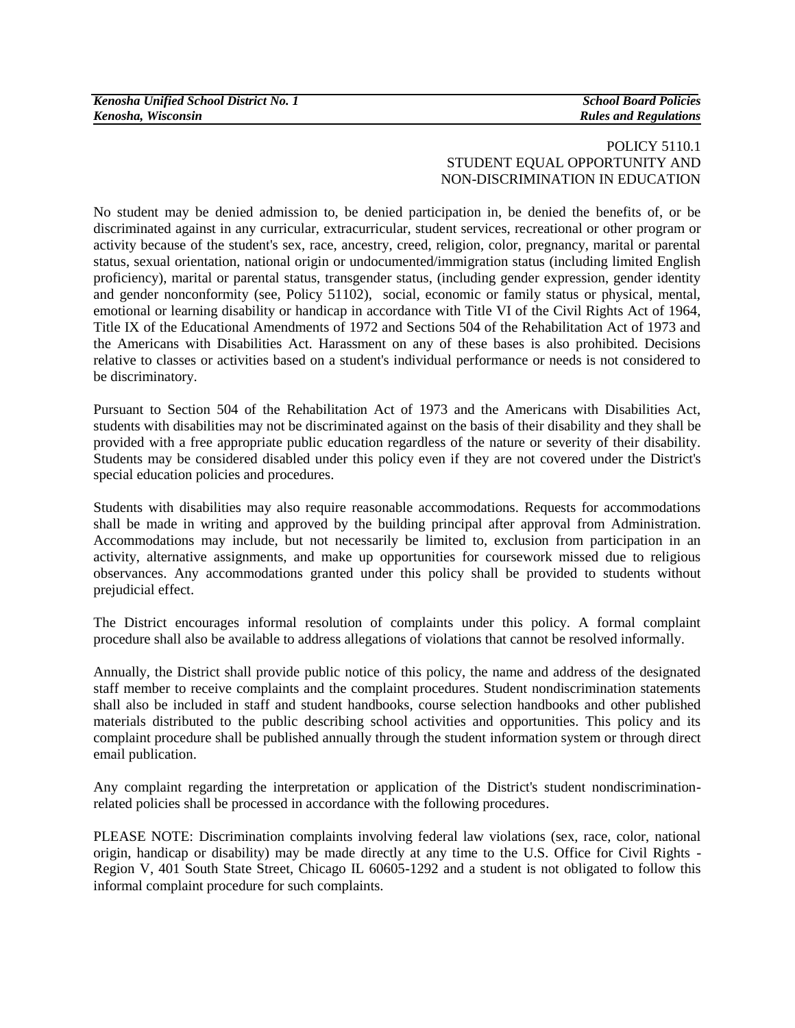POLICY 5110.1
STUDENT EQUAL OPPORTUNITY AND NON-DISCRIMINATION IN EDUCATION

No student may be denied admission to, be denied participation in, be denied the benefits of, or be discriminated against in any curricular, extracurricular, student services, recreational or other program or activity because of the student's sex, race, ancestry, creed, religion, color, pregnancy, marital or parental status, sexual orientation, national origin or undocumented/immigration status (including limited English proficiency), marital or parental status, transgender status, (including gender expression, gender identity and gender nonconformity (see, Policy 51102), social, economic or family status or physical, mental, emotional or learning disability or handicap in accordance with Title VI of the Civil Rights Act of 1964, Title IX of the Educational Amendments of 1972 and Sections 504 of the Rehabilitation Act of 1973 and the Americans with Disabilities Act. Harassment on any of these bases is also prohibited. Decisions relative to classes or activities based on a student's individual performance or needs is not considered to be discriminatory.

Pursuant to Section 504 of the Rehabilitation Act of 1973 and the Americans with Disabilities Act, students with disabilities may not be discriminated against on the basis of their disability and they shall be provided with a free appropriate public education regardless of the nature or severity of their disability. Students may be considered disabled under this policy even if they are not covered under the District's special education policies and procedures.

Students with disabilities may also require reasonable accommodations. Requests for accommodations shall be made in writing and approved by the building principal after approval from Administration. Accommodations may include, but not necessarily be limited to, exclusion from participation in an activity, alternative assignments, and make up opportunities for coursework missed due to religious observances. Any accommodations granted under this policy shall be provided to students without prejudicial effect.

The District encourages informal resolution of complaints under this policy. A formal complaint procedure shall also be available to address allegations of violations that cannot be resolved informally.

Annually, the District shall provide public notice of this policy, the name and address of the designated staff member to receive complaints and the complaint procedures. Student nondiscrimination statements shall also be included in staff and student handbooks, course selection handbooks and other published materials distributed to the public describing school activities and opportunities. This policy and its complaint procedure shall be published annually through the student information system or through direct email publication.

Any complaint regarding the interpretation or application of the District's student nondiscrimination-related policies shall be processed in accordance with the following procedures.

PLEASE NOTE: Discrimination complaints involving federal law violations (sex, race, color, national origin, handicap or disability) may be made directly at any time to the U.S. Office for Civil Rights - Region V, 401 South State Street, Chicago IL 60605-1292 and a student is not obligated to follow this informal complaint procedure for such complaints.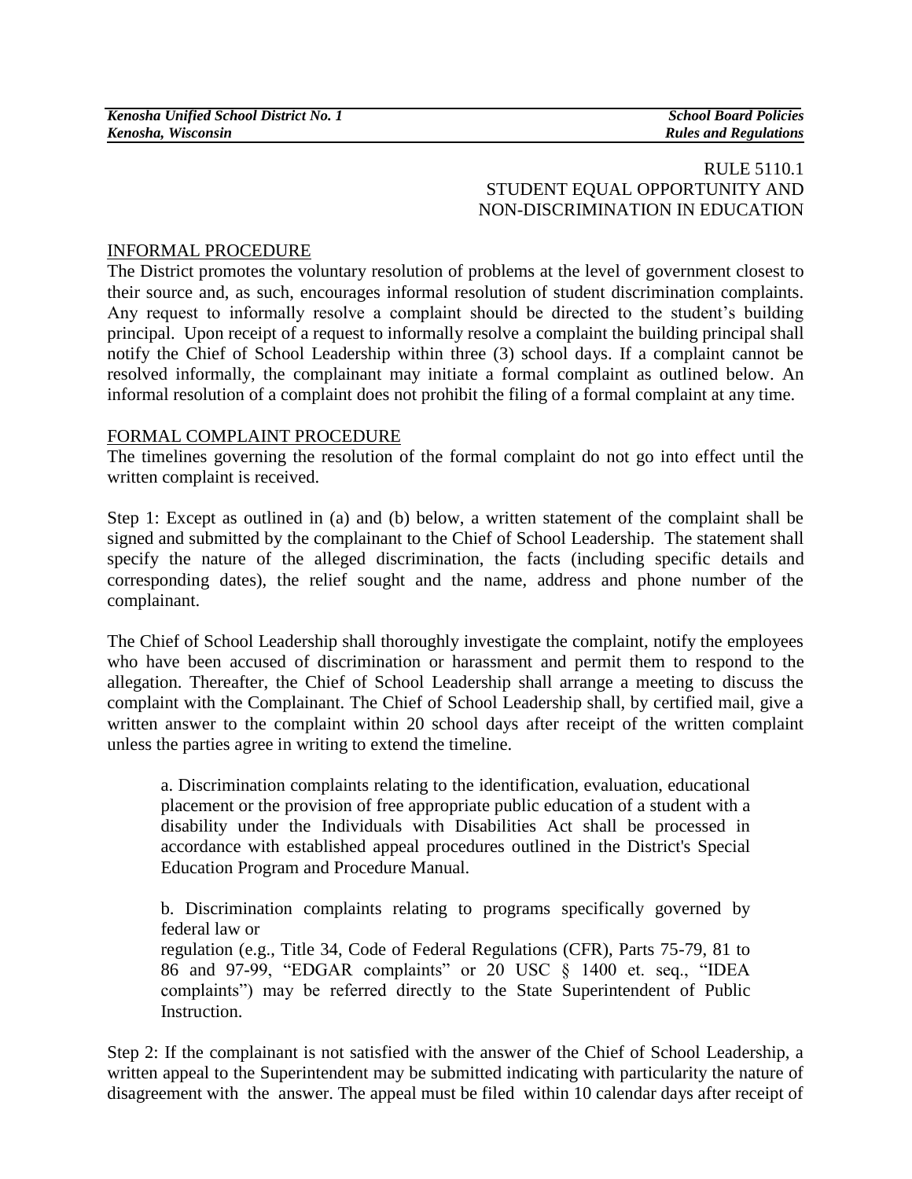RULE 5110.1
STUDENT EQUAL OPPORTUNITY AND
NON-DISCRIMINATION IN EDUCATION

INFORMAL PROCEDURE

The District promotes the voluntary resolution of problems at the level of government closest to their source and, as such, encourages informal resolution of student discrimination complaints. Any request to informally resolve a complaint should be directed to the student's building principal. Upon receipt of a request to informally resolve a complaint the building principal shall notify the Chief of School Leadership within three (3) school days. If a complaint cannot be resolved informally, the complainant may initiate a formal complaint as outlined below. An informal resolution of a complaint does not prohibit the filing of a formal complaint at any time.

FORMAL COMPLAINT PROCEDURE

The timelines governing the resolution of the formal complaint do not go into effect until the written complaint is received.

Step 1: Except as outlined in (a) and (b) below, a written statement of the complaint shall be signed and submitted by the complainant to the Chief of School Leadership. The statement shall specify the nature of the alleged discrimination, the facts (including specific details and corresponding dates), the relief sought and the name, address and phone number of the complainant.

The Chief of School Leadership shall thoroughly investigate the complaint, notify the employees who have been accused of discrimination or harassment and permit them to respond to the allegation. Thereafter, the Chief of School Leadership shall arrange a meeting to discuss the complaint with the Complainant. The Chief of School Leadership shall, by certified mail, give a written answer to the complaint within 20 school days after receipt of the written complaint unless the parties agree in writing to extend the timeline.

> a. Discrimination complaints relating to the identification, evaluation, educational placement or the provision of free appropriate public education of a student with a disability under the Individuals with Disabilities Act shall be processed in accordance with established appeal procedures outlined in the District's Special Education Program and Procedure Manual.
>
> b. Discrimination complaints relating to programs specifically governed by federal law or
> regulation (e.g., Title 34, Code of Federal Regulations (CFR), Parts 75-79, 81 to 86 and 97-99, "EDGAR complaints" or 20 USC § 1400 et. seq., "IDEA complaints") may be referred directly to the State Superintendent of Public Instruction.

Step 2: If the complainant is not satisfied with the answer of the Chief of School Leadership, a written appeal to the Superintendent may be submitted indicating with particularity the nature of disagreement with the answer. The appeal must be filed within 10 calendar days after receipt of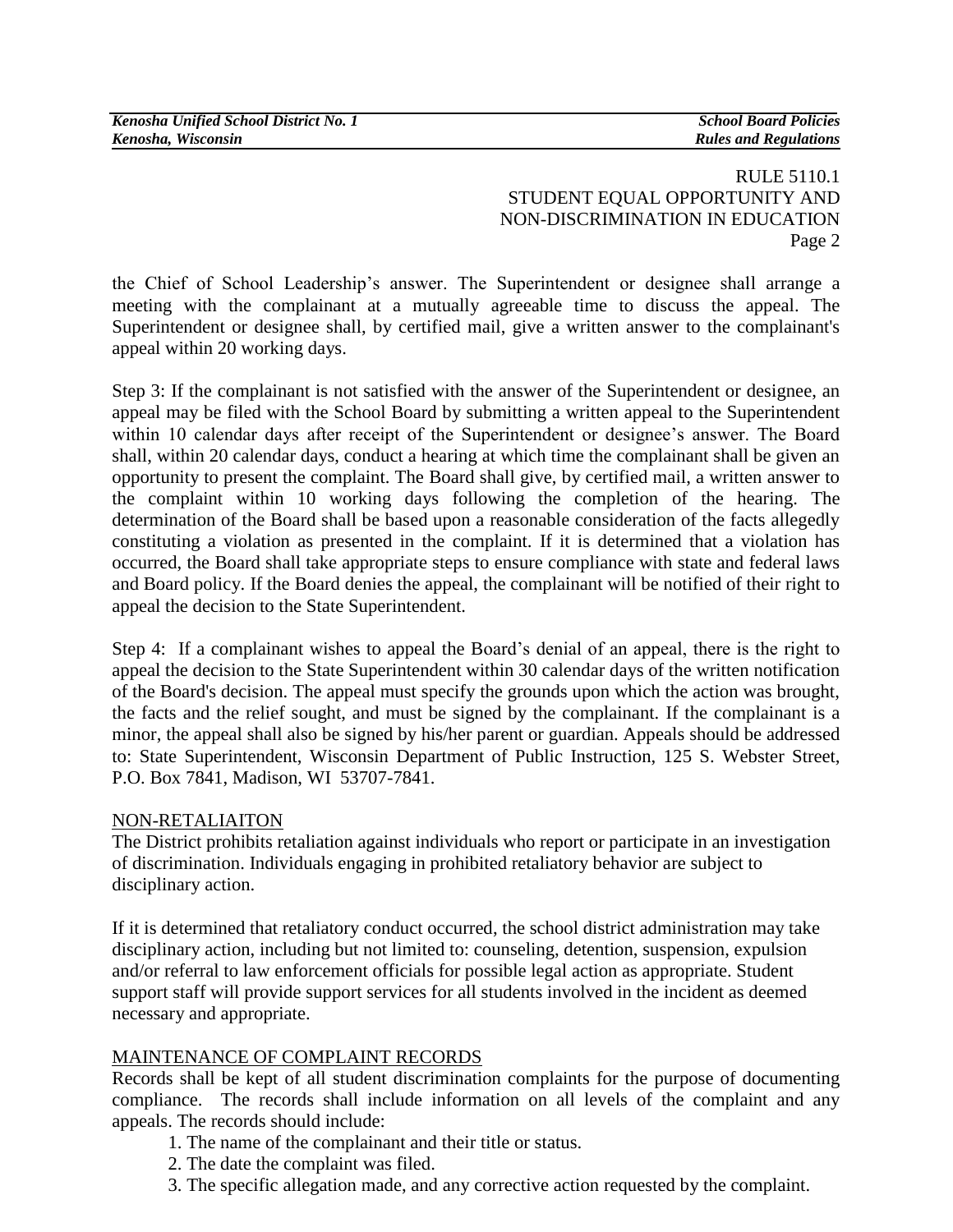RULE 5110.1
STUDENT EQUAL OPPORTUNITY AND NON-DISCRIMINATION IN EDUCATION

the Chief of School Leadership's answer. The Superintendent or designee shall arrange a meeting with the complainant at a mutually agreeable time to discuss the appeal. The Superintendent or designee shall, by certified mail, give a written answer to the complainant's appeal within 20 working days.

Step 3: If the complainant is not satisfied with the answer of the Superintendent or designee, an appeal may be filed with the School Board by submitting a written appeal to the Superintendent within 10 calendar days after receipt of the Superintendent or designee's answer. The Board shall, within 20 calendar days, conduct a hearing at which time the complainant shall be given an opportunity to present the complaint. The Board shall give, by certified mail, a written answer to the complaint within 10 working days following the completion of the hearing. The determination of the Board shall be based upon a reasonable consideration of the facts allegedly constituting a violation as presented in the complaint. If it is determined that a violation has occurred, the Board shall take appropriate steps to ensure compliance with state and federal laws and Board policy. If the Board denies the appeal, the complainant will be notified of their right to appeal the decision to the State Superintendent.

Step 4: If a complainant wishes to appeal the Board's denial of an appeal, there is the right to appeal the decision to the State Superintendent within 30 calendar days of the written notification of the Board's decision. The appeal must specify the grounds upon which the action was brought, the facts and the relief sought, and must be signed by the complainant. If the complainant is a minor, the appeal shall also be signed by his/her parent or guardian. Appeals should be addressed to: State Superintendent, Wisconsin Department of Public Instruction, 125 S. Webster Street, P.O. Box 7841, Madison, WI 53707-7841.

## NON-RETALIAITON

The District prohibits retaliation against individuals who report or participate in an investigation of discrimination. Individuals engaging in prohibited retaliatory behavior are subject to disciplinary action.

If it is determined that retaliatory conduct occurred, the school district administration may take disciplinary action, including but not limited to: counseling, detention, suspension, expulsion and/or referral to law enforcement officials for possible legal action as appropriate. Student support staff will provide support services for all students involved in the incident as deemed necessary and appropriate.

## MAINTENANCE OF COMPLAINT RECORDS

Records shall be kept of all student discrimination complaints for the purpose of documenting compliance. The records shall include information on all levels of the complaint and any appeals. The records should include:

1. The name of the complainant and their title or status.
2. The date the complaint was filed.
3. The specific allegation made, and any corrective action requested by the complaint.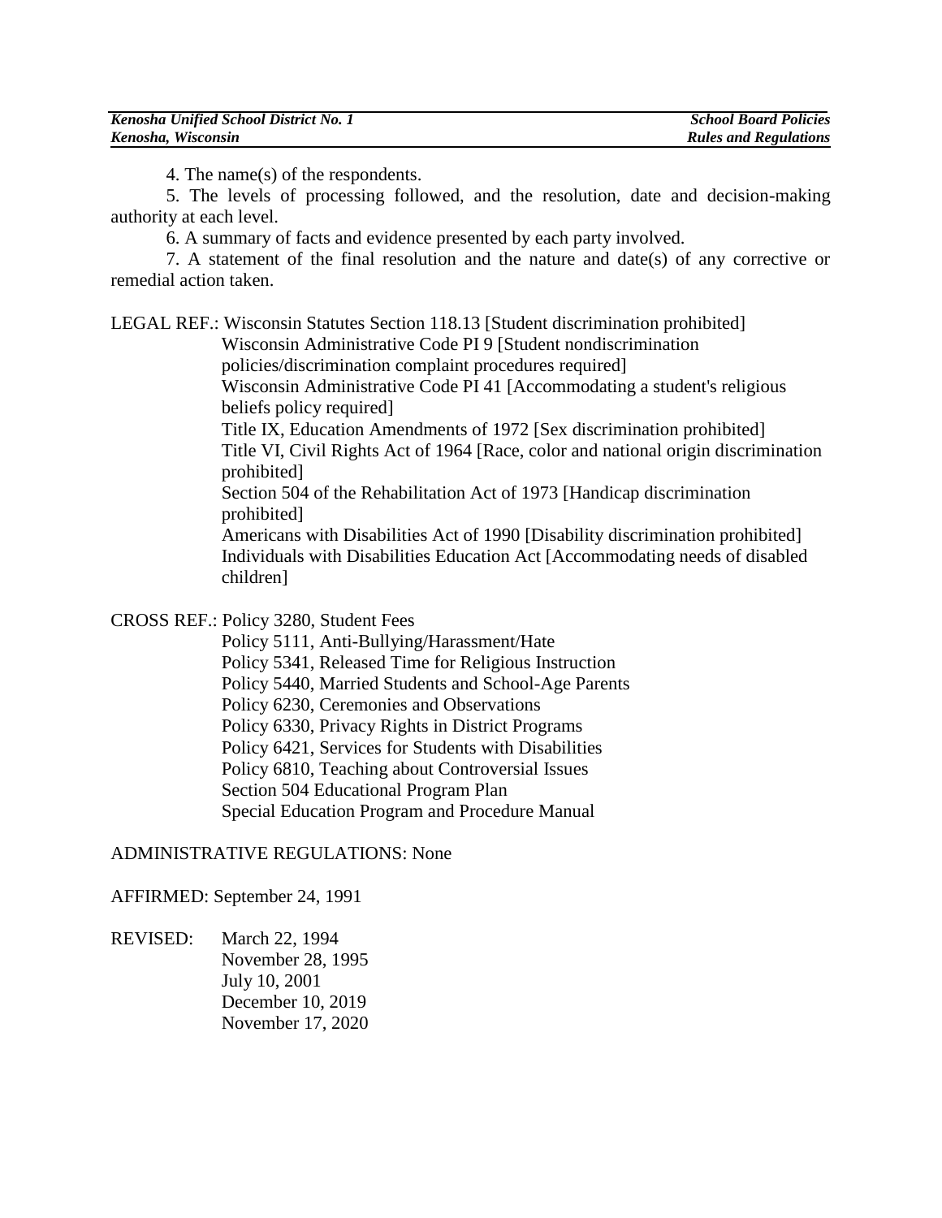4. The name(s) of the respondents.

5. The levels of processing followed, and the resolution, date and decision-making authority at each level.

6. A summary of facts and evidence presented by each party involved.

7. A statement of the final resolution and the nature and date(s) of any corrective or remedial action taken.

LEGAL REF.: Wisconsin Statutes Section 118.13 [Student discrimination prohibited]
Wisconsin Administrative Code PI 9 [Student nondiscrimination policies/discrimination complaint procedures required]
Wisconsin Administrative Code PI 41 [Accommodating a student's religious beliefs policy required]
Title IX, Education Amendments of 1972 [Sex discrimination prohibited]
Title VI, Civil Rights Act of 1964 [Race, color and national origin discrimination prohibited]
Section 504 of the Rehabilitation Act of 1973 [Handicap discrimination prohibited]
Americans with Disabilities Act of 1990 [Disability discrimination prohibited]
Individuals with Disabilities Education Act [Accommodating needs of disabled children]

CROSS REF.: Policy 3280, Student Fees
Policy 5111, Anti-Bullying/Harassment/Hate
Policy 5341, Released Time for Religious Instruction
Policy 5440, Married Students and School-Age Parents
Policy 6230, Ceremonies and Observations
Policy 6330, Privacy Rights in District Programs
Policy 6421, Services for Students with Disabilities
Policy 6810, Teaching about Controversial Issues
Section 504 Educational Program Plan
Special Education Program and Procedure Manual

ADMINISTRATIVE REGULATIONS: None

AFFIRMED: September 24, 1991

REVISED: March 22, 1994
November 28, 1995
July 10, 2001
December 10, 2019
November 17, 2020